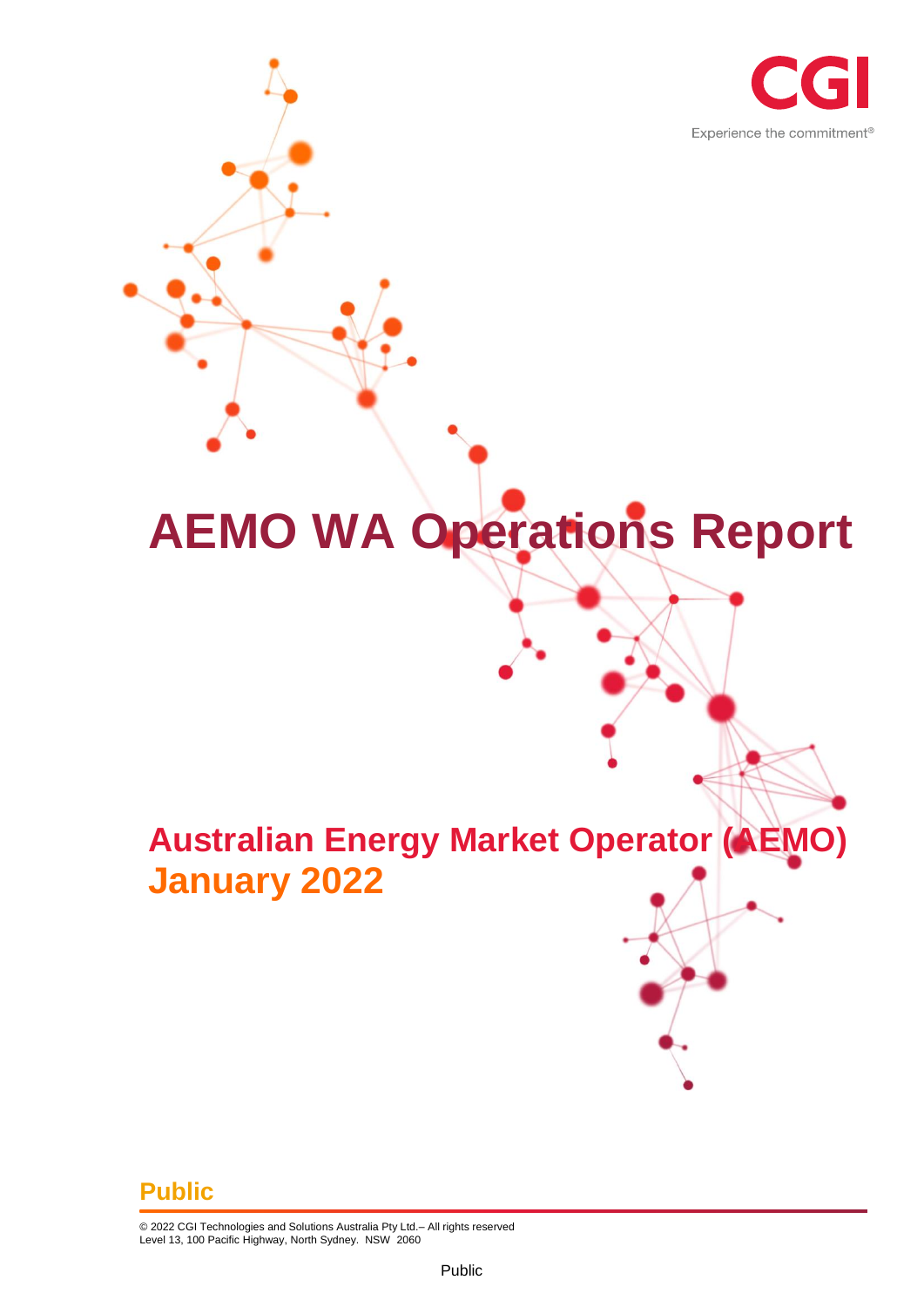CGI

Experience the commitment®

# AEMO WA Operations Report

## Australian Energy Market Operator (AEMO)
## January 2022

**Public**

© 2022 CGI Technologies and Solutions Australia Pty Ltd.– All rights reserved
Level 13, 100 Pacific Highway, North Sydney. NSW 2060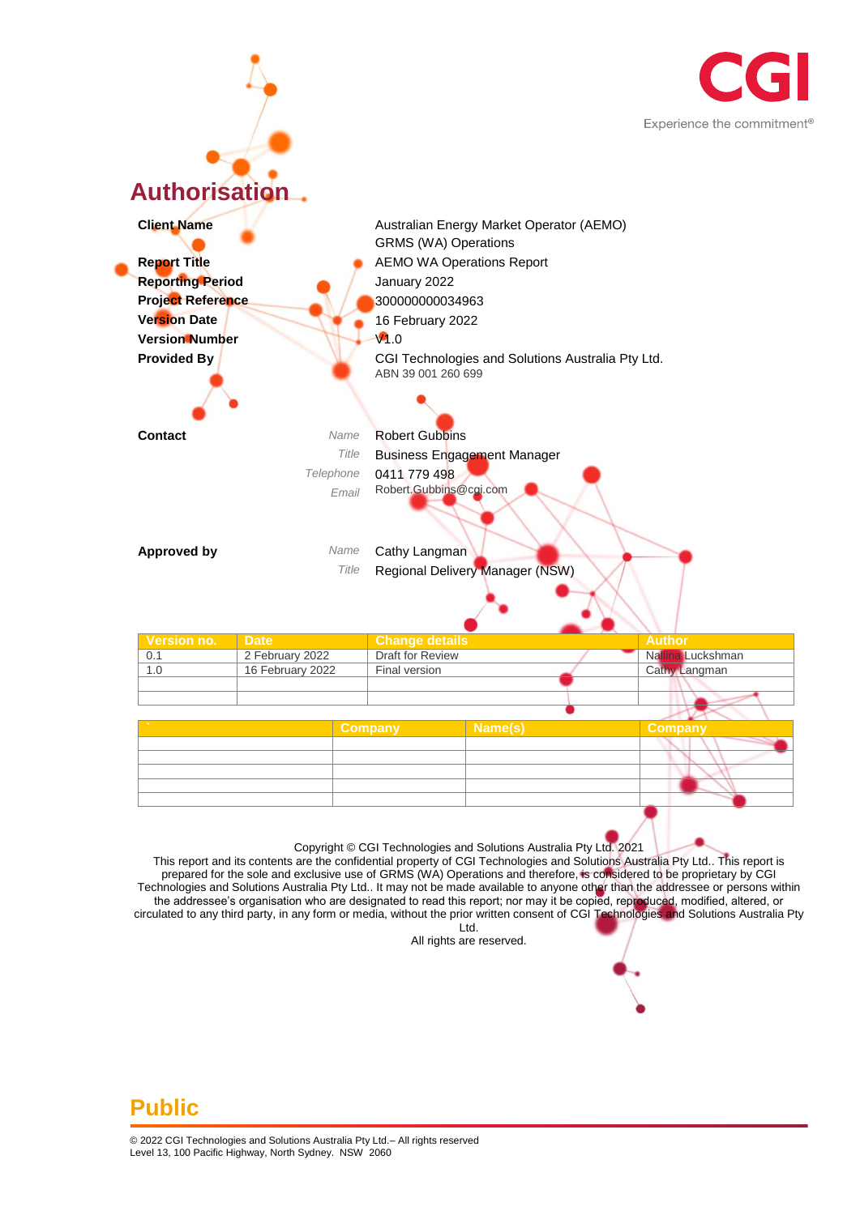# Authorisation

| | | |
|---|---|---|
| **Client Name** | | Australian Energy Market Operator (AEMO) GRMS (WA) Operations |
| **Report Title** | | AEMO WA Operations Report |
| **Reporting Period** | | January 2022 |
| **Project Reference** | | 300000000034963 |
| **Version Date** | | 16 February 2022 |
| **Version Number** | | V1.0 |
| **Provided By** | | CGI Technologies and Solutions Australia Pty Ltd. ABN 39 001 260 699 |
| **Contact** | *Name* | Robert Gubbins |
| | *Title* | Business Engagement Manager |
| | *Telephone* | 0411 779 498 |
| | *Email* | Robert.Gubbins@cgi.com |
| **Approved by** | *Name* | Cathy Langman |
| | *Title* | Regional Delivery Manager (NSW) |

| Version no. | Date | Change details | Author |
|---|---|---|---|
| 0.1 | 2 February 2022 | Draft for Review | Nallina Luckshman |
| 1.0 | 16 February 2022 | Final version | Cathy Langman |
| | | | |
| | | | |

| ` | Company | Name(s) | Company |
|---|---|---|---|
| | | | |
| | | | |
| | | | |
| | | | |
| | | | |

Copyright © CGI Technologies and Solutions Australia Pty Ltd. 2021
This report and its contents are the confidential property of CGI Technologies and Solutions Australia Pty Ltd.. This report is prepared for the sole and exclusive use of GRMS (WA) Operations and therefore, is considered to be proprietary by CGI Technologies and Solutions Australia Pty Ltd.. It may not be made available to anyone other than the addressee or persons within the addressee's organisation who are designated to read this report; nor may it be copied, reproduced, modified, altered, or circulated to any third party, in any form or media, without the prior written consent of CGI Technologies and Solutions Australia Pty Ltd.
All rights are reserved.

**Public**

© 2022 CGI Technologies and Solutions Australia Pty Ltd.– All rights reserved
Level 13, 100 Pacific Highway, North Sydney. NSW 2060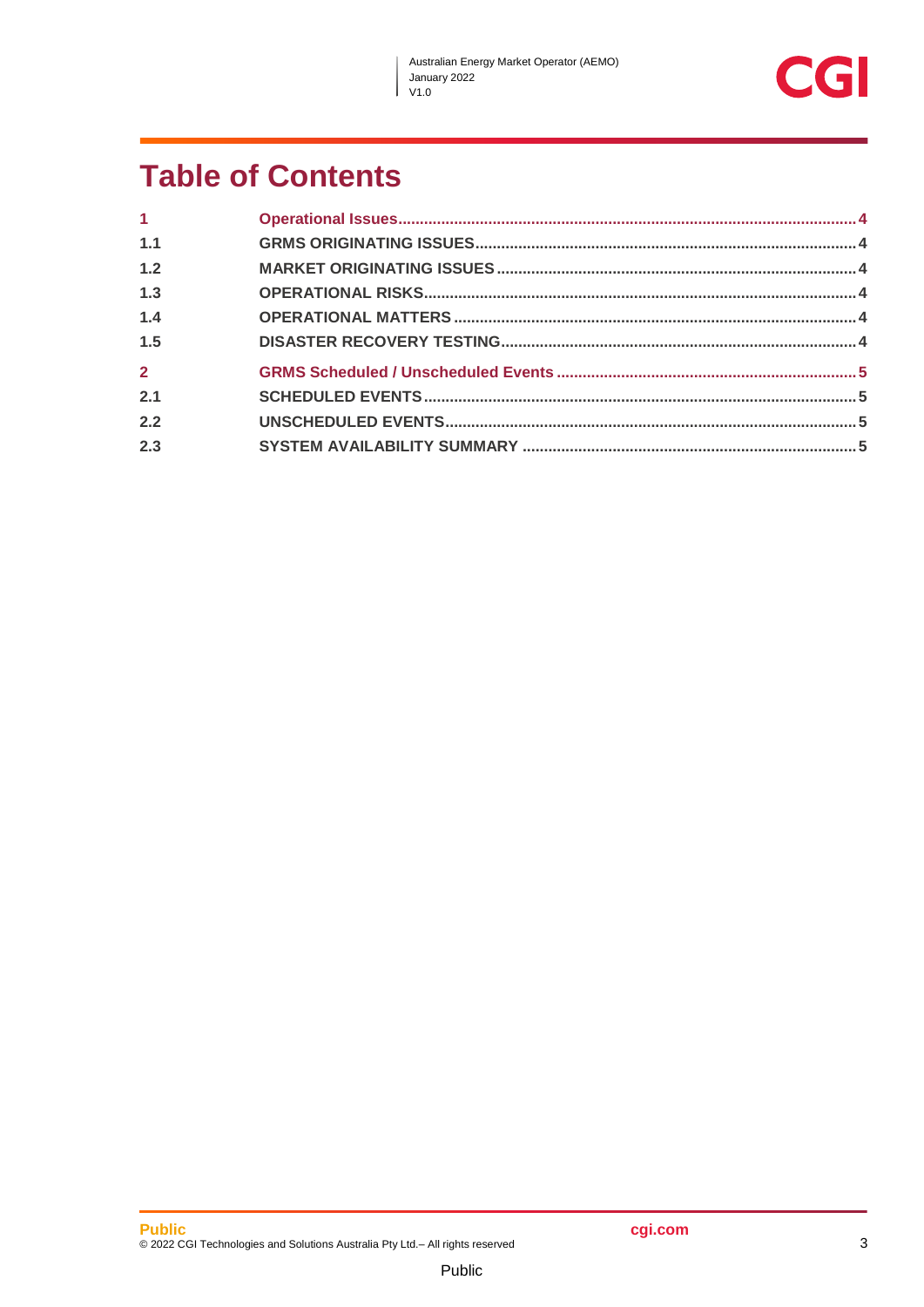# Table of Contents

| | | |
|---|---|---|
| **1** | **Operational Issues** | **4** |
| 1.1 | GRMS ORIGINATING ISSUES | 4 |
| 1.2 | MARKET ORIGINATING ISSUES | 4 |
| 1.3 | OPERATIONAL RISKS | 4 |
| 1.4 | OPERATIONAL MATTERS | 4 |
| 1.5 | DISASTER RECOVERY TESTING | 4 |
| **2** | **GRMS Scheduled / Unscheduled Events** | **5** |
| 2.1 | SCHEDULED EVENTS | 5 |
| 2.2 | UNSCHEDULED EVENTS | 5 |
| 2.3 | SYSTEM AVAILABILITY SUMMARY | 5 |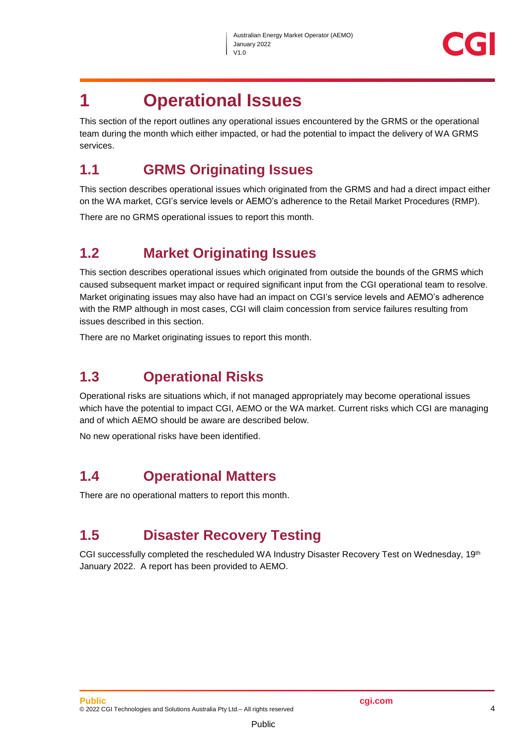# 1 Operational Issues

This section of the report outlines any operational issues encountered by the GRMS or the operational team during the month which either impacted, or had the potential to impact the delivery of WA GRMS services.

## 1.1 GRMS Originating Issues

This section describes operational issues which originated from the GRMS and had a direct impact either on the WA market, CGI's service levels or AEMO's adherence to the Retail Market Procedures (RMP).

There are no GRMS operational issues to report this month.

## 1.2 Market Originating Issues

This section describes operational issues which originated from outside the bounds of the GRMS which caused subsequent market impact or required significant input from the CGI operational team to resolve. Market originating issues may also have had an impact on CGI's service levels and AEMO's adherence with the RMP although in most cases, CGI will claim concession from service failures resulting from issues described in this section.

There are no Market originating issues to report this month.

## 1.3 Operational Risks

Operational risks are situations which, if not managed appropriately may become operational issues which have the potential to impact CGI, AEMO or the WA market. Current risks which CGI are managing and of which AEMO should be aware are described below.

No new operational risks have been identified.

## 1.4 Operational Matters

There are no operational matters to report this month.

## 1.5 Disaster Recovery Testing

CGI successfully completed the rescheduled WA Industry Disaster Recovery Test on Wednesday, 19th January 2022. A report has been provided to AEMO.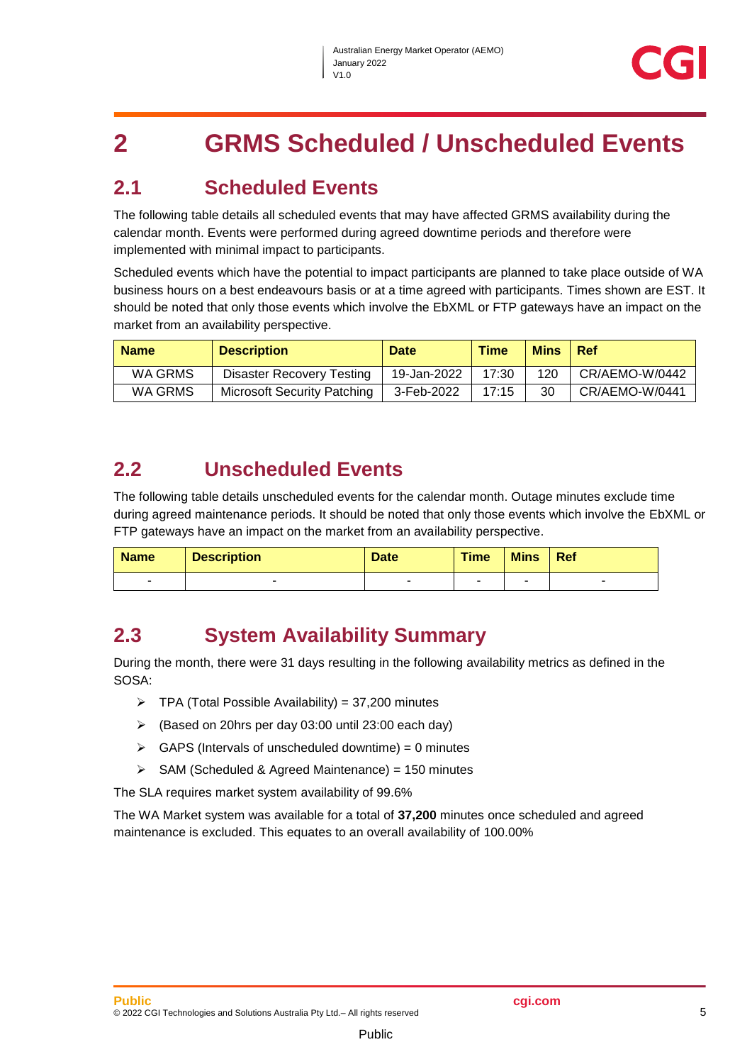# 2 GRMS Scheduled / Unscheduled Events

## 2.1 Scheduled Events

The following table details all scheduled events that may have affected GRMS availability during the calendar month. Events were performed during agreed downtime periods and therefore were implemented with minimal impact to participants.

Scheduled events which have the potential to impact participants are planned to take place outside of WA business hours on a best endeavours basis or at a time agreed with participants. Times shown are EST. It should be noted that only those events which involve the EbXML or FTP gateways have an impact on the market from an availability perspective.

| Name | Description | Date | Time | Mins | Ref |
|---|---|---|---|---|---|
| WA GRMS | Disaster Recovery Testing | 19-Jan-2022 | 17:30 | 120 | CR/AEMO-W/0442 |
| WA GRMS | Microsoft Security Patching | 3-Feb-2022 | 17:15 | 30 | CR/AEMO-W/0441 |

## 2.2 Unscheduled Events

The following table details unscheduled events for the calendar month. Outage minutes exclude time during agreed maintenance periods. It should be noted that only those events which involve the EbXML or FTP gateways have an impact on the market from an availability perspective.

| Name | Description | Date | Time | Mins | Ref |
|---|---|---|---|---|---|
| - | - | - | - | - | - |

## 2.3 System Availability Summary

During the month, there were 31 days resulting in the following availability metrics as defined in the SOSA:

- TPA (Total Possible Availability) = 37,200 minutes
- (Based on 20hrs per day 03:00 until 23:00 each day)
- GAPS (Intervals of unscheduled downtime) = 0 minutes
- SAM (Scheduled & Agreed Maintenance) = 150 minutes

The SLA requires market system availability of 99.6%

The WA Market system was available for a total of **37,200** minutes once scheduled and agreed maintenance is excluded. This equates to an overall availability of 100.00%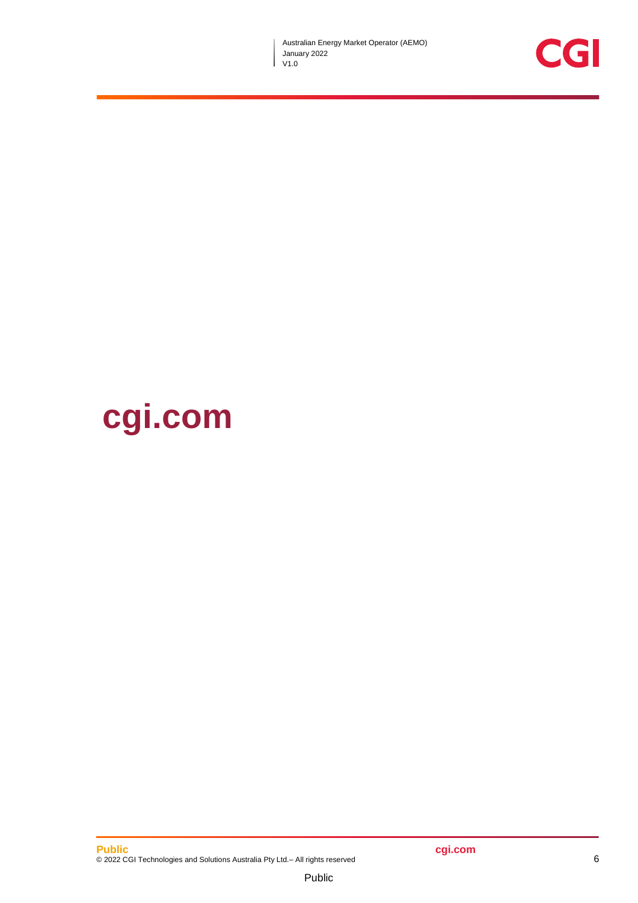cgi.com